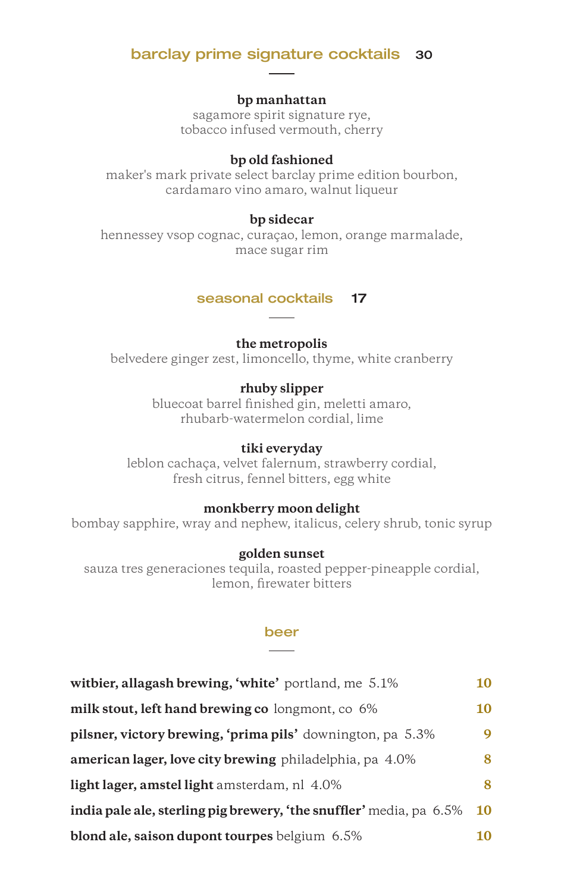## barclay prime signature cocktails 30

**bp manhattan**
sagamore spirit signature rye,
tobacco infused vermouth, cherry

**bp old fashioned**
maker's mark private select barclay prime edition bourbon,
cardamaro vino amaro, walnut liqueur

**bp sidecar**
hennessey vsop cognac, curaçao, lemon, orange marmalade,
mace sugar rim

## seasonal cocktails 17

**the metropolis**
belvedere ginger zest, limoncello, thyme, white cranberry

**rhuby slipper**
bluecoat barrel finished gin, meletti amaro,
rhubarb-watermelon cordial, lime

**tiki everyday**
leblon cachaça, velvet falernum, strawberry cordial,
fresh citrus, fennel bitters, egg white

**monkberry moon delight**
bombay sapphire, wray and nephew, italicus, celery shrub, tonic syrup

**golden sunset**
sauza tres generaciones tequila, roasted pepper-pineapple cordial,
lemon, firewater bitters

## beer

| | |
|---|---|
| **witbier, allagash brewing, 'white'** portland, me 5.1% | **10** |
| **milk stout, left hand brewing co** longmont, co 6% | **10** |
| **pilsner, victory brewing, 'prima pils'** downington, pa 5.3% | **9** |
| **american lager, love city brewing** philadelphia, pa 4.0% | **8** |
| **light lager, amstel light** amsterdam, nl 4.0% | **8** |
| **india pale ale, sterling pig brewery, 'the snuffler'** media, pa 6.5% | **10** |
| **blond ale, saison dupont tourpes** belgium 6.5% | **10** |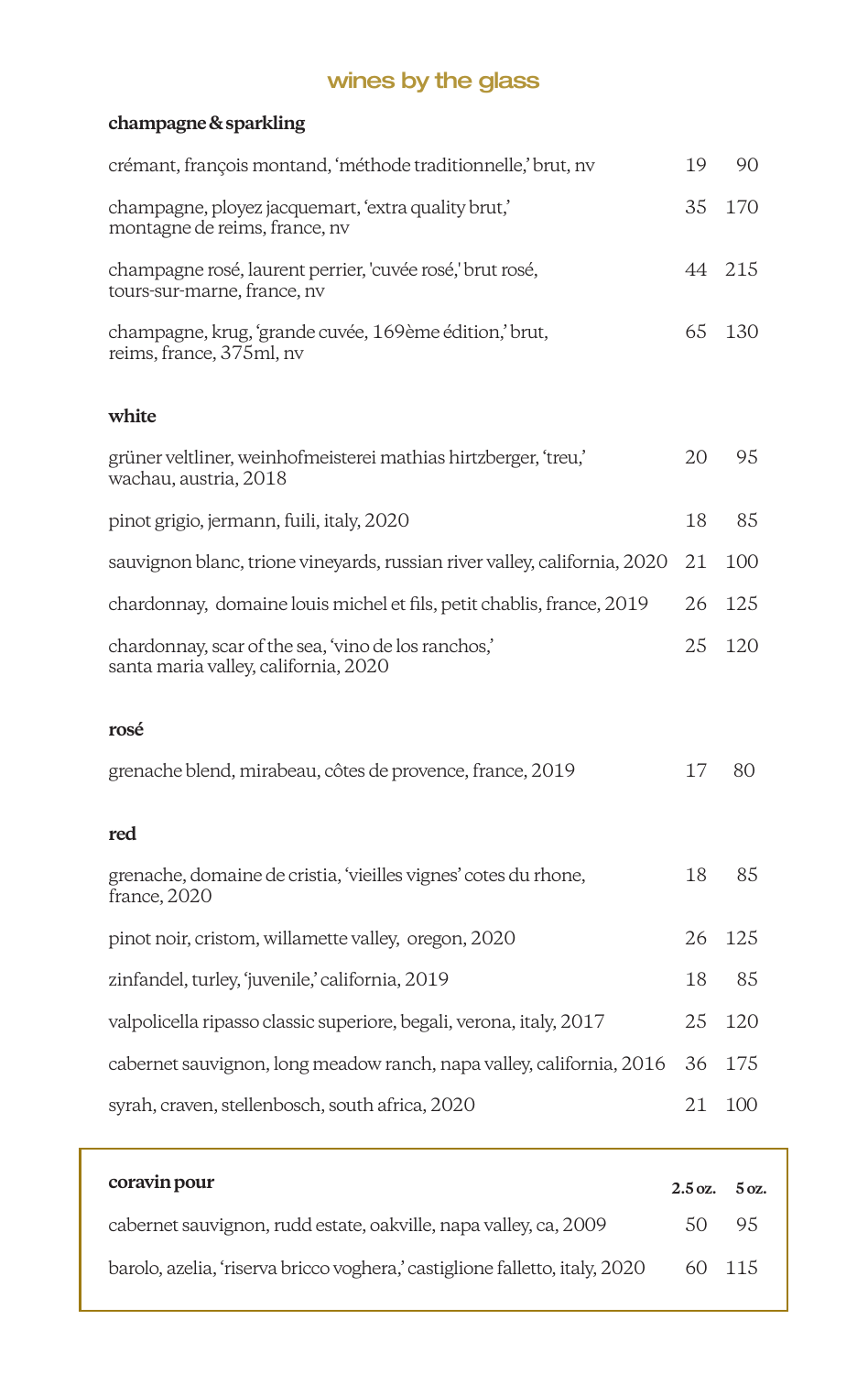# wines by the glass

## champagne & sparkling

| | | |
|---|---|---|
| crémant, françois montand, 'méthode traditionnelle,' brut, nv | 19 | 90 |
| champagne, ployez jacquemart, 'extra quality brut,' montagne de reims, france, nv | 35 | 170 |
| champagne rosé, laurent perrier, 'cuvée rosé,' brut rosé, tours-sur-marne, france, nv | 44 | 215 |
| champagne, krug, 'grande cuvée, 169ème édition,' brut, reims, france, 375ml, nv | 65 | 130 |

## white

| | | |
|---|---|---|
| grüner veltliner, weinhofmeisterei mathias hirtzberger, 'treu,' wachau, austria, 2018 | 20 | 95 |
| pinot grigio, jermann, fuili, italy, 2020 | 18 | 85 |
| sauvignon blanc, trione vineyards, russian river valley, california, 2020 | 21 | 100 |
| chardonnay, domaine louis michel et fils, petit chablis, france, 2019 | 26 | 125 |
| chardonnay, scar of the sea, 'vino de los ranchos,' santa maria valley, california, 2020 | 25 | 120 |

## rosé

| | | |
|---|---|---|
| grenache blend, mirabeau, côtes de provence, france, 2019 | 17 | 80 |

## red

| | | |
|---|---|---|
| grenache, domaine de cristia, 'vieilles vignes' cotes du rhone, france, 2020 | 18 | 85 |
| pinot noir, cristom, willamette valley, oregon, 2020 | 26 | 125 |
| zinfandel, turley, 'juvenile,' california, 2019 | 18 | 85 |
| valpolicella ripasso classic superiore, begali, verona, italy, 2017 | 25 | 120 |
| cabernet sauvignon, long meadow ranch, napa valley, california, 2016 | 36 | 175 |
| syrah, craven, stellenbosch, south africa, 2020 | 21 | 100 |

## coravin pour

| | 2.5 oz. | 5 oz. |
|---|---|---|
| cabernet sauvignon, rudd estate, oakville, napa valley, ca, 2009 | 50 | 95 |
| barolo, azelia, 'riserva bricco voghera,' castiglione falletto, italy, 2020 | 60 | 115 |